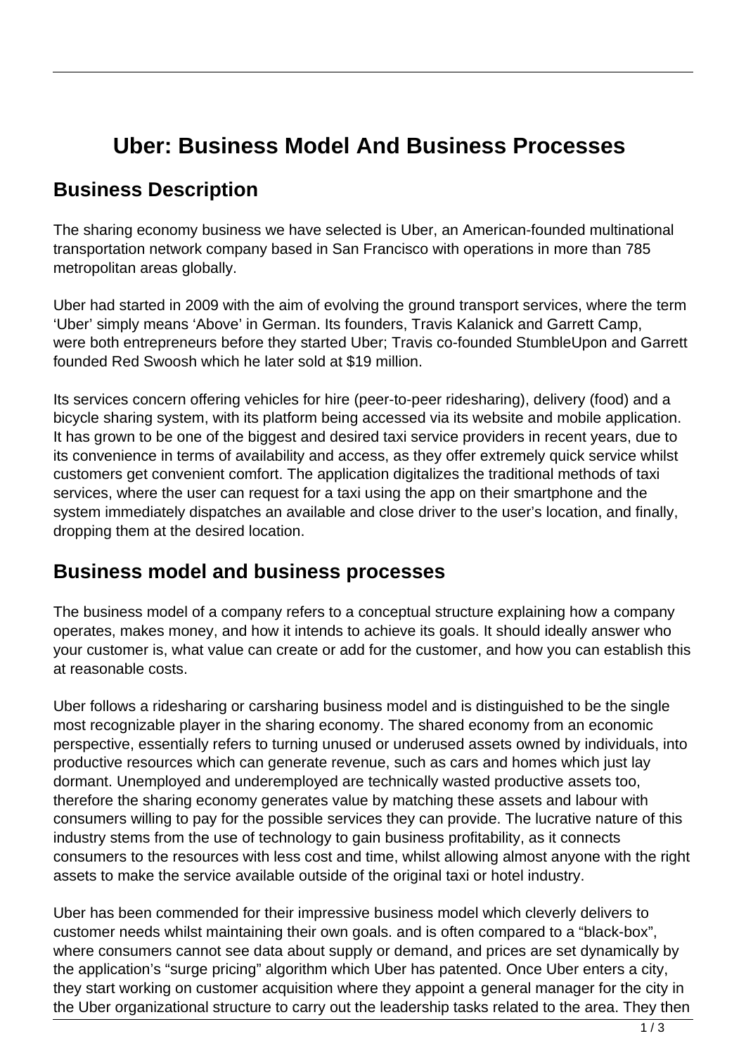# Uber: Business Model And Business Processes

## Business Description

The sharing economy business we have selected is Uber, an American-founded multinational transportation network company based in San Francisco with operations in more than 785 metropolitan areas globally.

Uber had started in 2009 with the aim of evolving the ground transport services, where the term 'Uber' simply means 'Above' in German. Its founders, Travis Kalanick and Garrett Camp, were both entrepreneurs before they started Uber; Travis co-founded StumbleUpon and Garrett founded Red Swoosh which he later sold at $19 million.

Its services concern offering vehicles for hire (peer-to-peer ridesharing), delivery (food) and a bicycle sharing system, with its platform being accessed via its website and mobile application. It has grown to be one of the biggest and desired taxi service providers in recent years, due to its convenience in terms of availability and access, as they offer extremely quick service whilst customers get convenient comfort. The application digitalizes the traditional methods of taxi services, where the user can request for a taxi using the app on their smartphone and the system immediately dispatches an available and close driver to the user's location, and finally, dropping them at the desired location.

## Business model and business processes

The business model of a company refers to a conceptual structure explaining how a company operates, makes money, and how it intends to achieve its goals. It should ideally answer who your customer is, what value can create or add for the customer, and how you can establish this at reasonable costs.

Uber follows a ridesharing or carsharing business model and is distinguished to be the single most recognizable player in the sharing economy. The shared economy from an economic perspective, essentially refers to turning unused or underused assets owned by individuals, into productive resources which can generate revenue, such as cars and homes which just lay dormant. Unemployed and underemployed are technically wasted productive assets too, therefore the sharing economy generates value by matching these assets and labour with consumers willing to pay for the possible services they can provide. The lucrative nature of this industry stems from the use of technology to gain business profitability, as it connects consumers to the resources with less cost and time, whilst allowing almost anyone with the right assets to make the service available outside of the original taxi or hotel industry.

Uber has been commended for their impressive business model which cleverly delivers to customer needs whilst maintaining their own goals. and is often compared to a "black-box", where consumers cannot see data about supply or demand, and prices are set dynamically by the application's "surge pricing" algorithm which Uber has patented. Once Uber enters a city, they start working on customer acquisition where they appoint a general manager for the city in the Uber organizational structure to carry out the leadership tasks related to the area. They then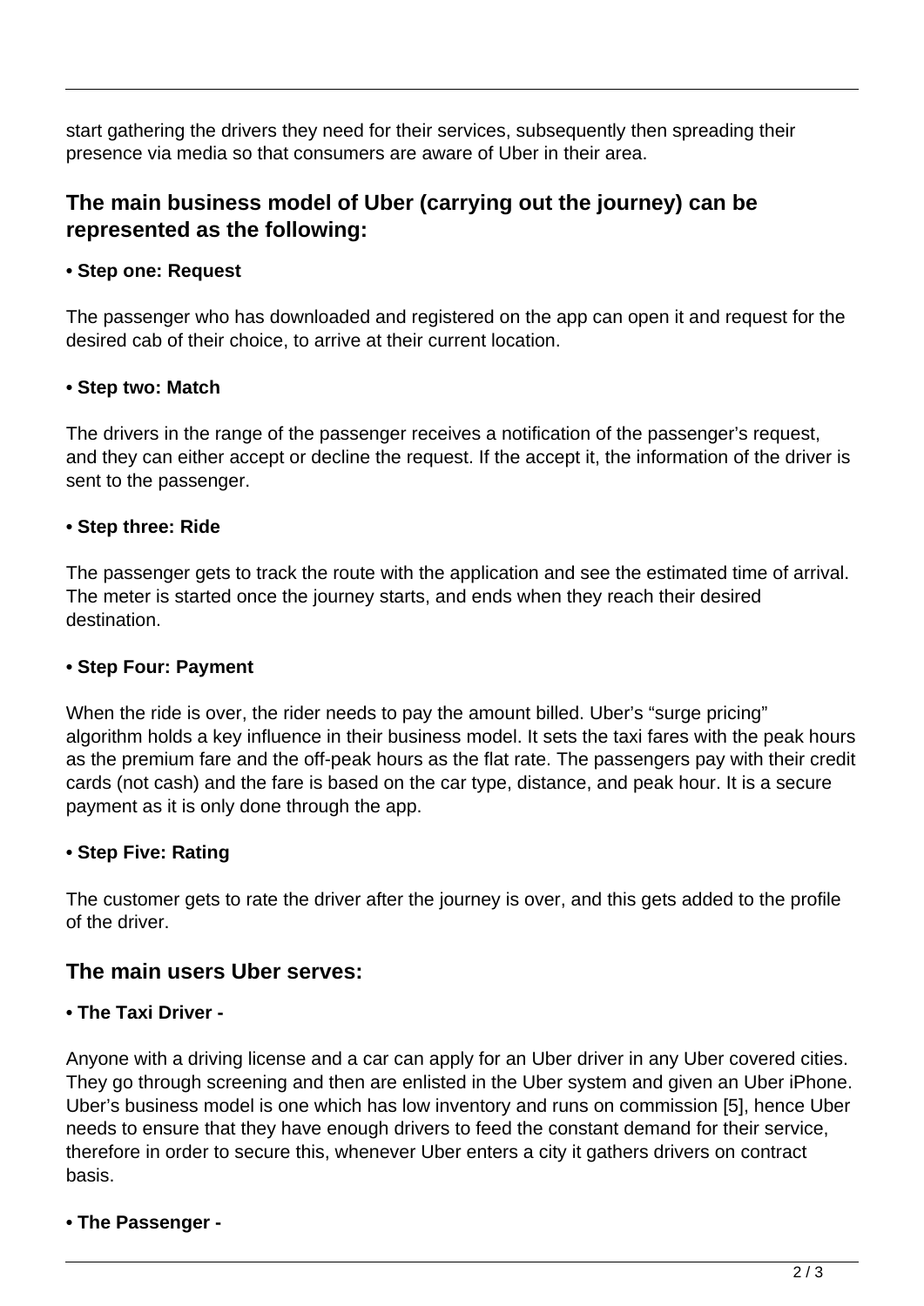start gathering the drivers they need for their services, subsequently then spreading their presence via media so that consumers are aware of Uber in their area.

## The main business model of Uber (carrying out the journey) can be represented as the following:

**• Step one: Request**

The passenger who has downloaded and registered on the app can open it and request for the desired cab of their choice, to arrive at their current location.

**• Step two: Match**

The drivers in the range of the passenger receives a notification of the passenger's request, and they can either accept or decline the request. If the accept it, the information of the driver is sent to the passenger.

**• Step three: Ride**

The passenger gets to track the route with the application and see the estimated time of arrival. The meter is started once the journey starts, and ends when they reach their desired destination.

**• Step Four: Payment**

When the ride is over, the rider needs to pay the amount billed. Uber's "surge pricing" algorithm holds a key influence in their business model. It sets the taxi fares with the peak hours as the premium fare and the off-peak hours as the flat rate. The passengers pay with their credit cards (not cash) and the fare is based on the car type, distance, and peak hour. It is a secure payment as it is only done through the app.

**• Step Five: Rating**

The customer gets to rate the driver after the journey is over, and this gets added to the profile of the driver.

## The main users Uber serves:

**• The Taxi Driver -**

Anyone with a driving license and a car can apply for an Uber driver in any Uber covered cities. They go through screening and then are enlisted in the Uber system and given an Uber iPhone. Uber's business model is one which has low inventory and runs on commission [5], hence Uber needs to ensure that they have enough drivers to feed the constant demand for their service, therefore in order to secure this, whenever Uber enters a city it gathers drivers on contract basis.

**• The Passenger -**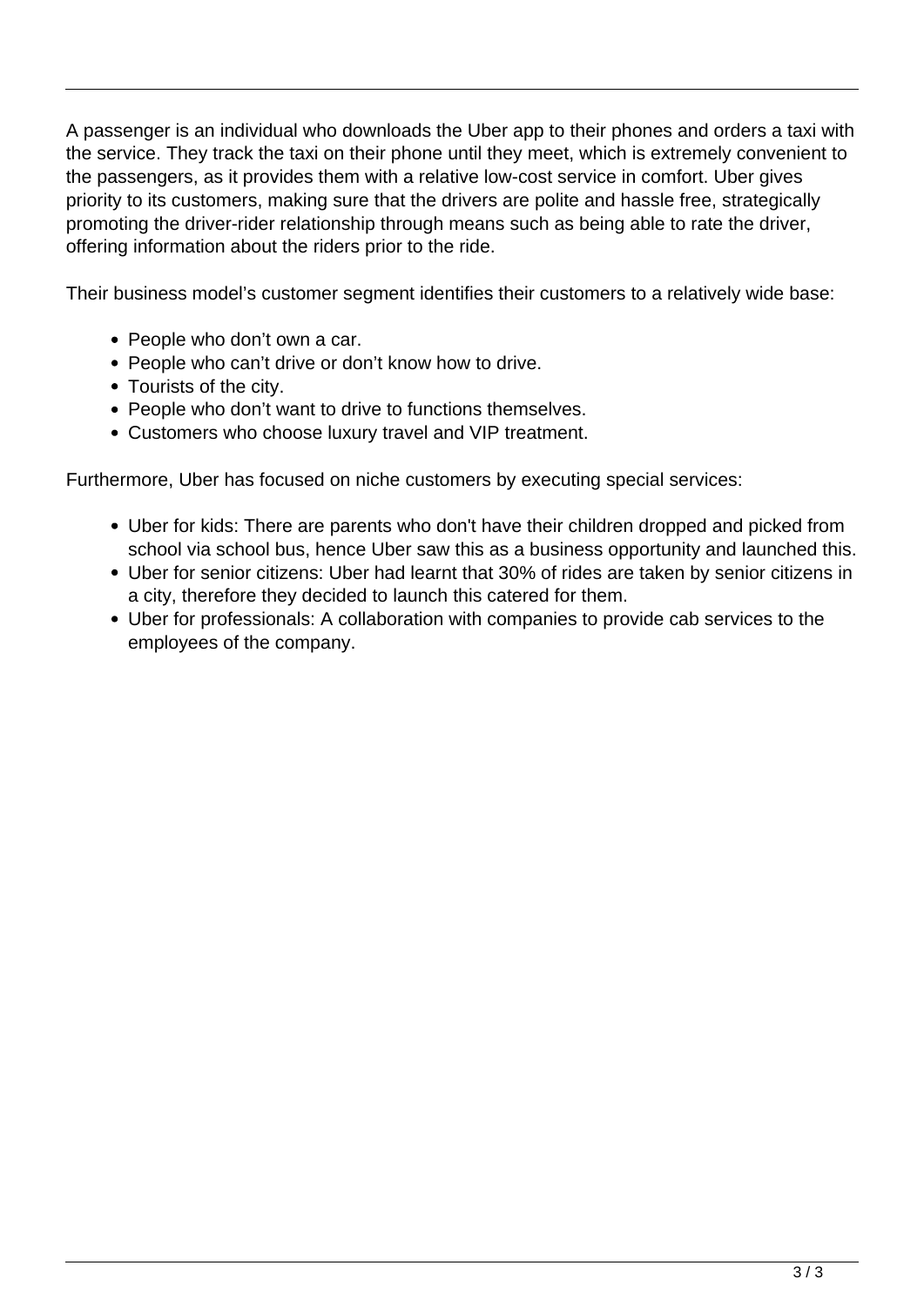A passenger is an individual who downloads the Uber app to their phones and orders a taxi with the service. They track the taxi on their phone until they meet, which is extremely convenient to the passengers, as it provides them with a relative low-cost service in comfort. Uber gives priority to its customers, making sure that the drivers are polite and hassle free, strategically promoting the driver-rider relationship through means such as being able to rate the driver, offering information about the riders prior to the ride.

Their business model's customer segment identifies their customers to a relatively wide base:

- People who don't own a car.
- People who can't drive or don't know how to drive.
- Tourists of the city.
- People who don't want to drive to functions themselves.
- Customers who choose luxury travel and VIP treatment.

Furthermore, Uber has focused on niche customers by executing special services:

- Uber for kids: There are parents who don't have their children dropped and picked from school via school bus, hence Uber saw this as a business opportunity and launched this.
- Uber for senior citizens: Uber had learnt that 30% of rides are taken by senior citizens in a city, therefore they decided to launch this catered for them.
- Uber for professionals: A collaboration with companies to provide cab services to the employees of the company.